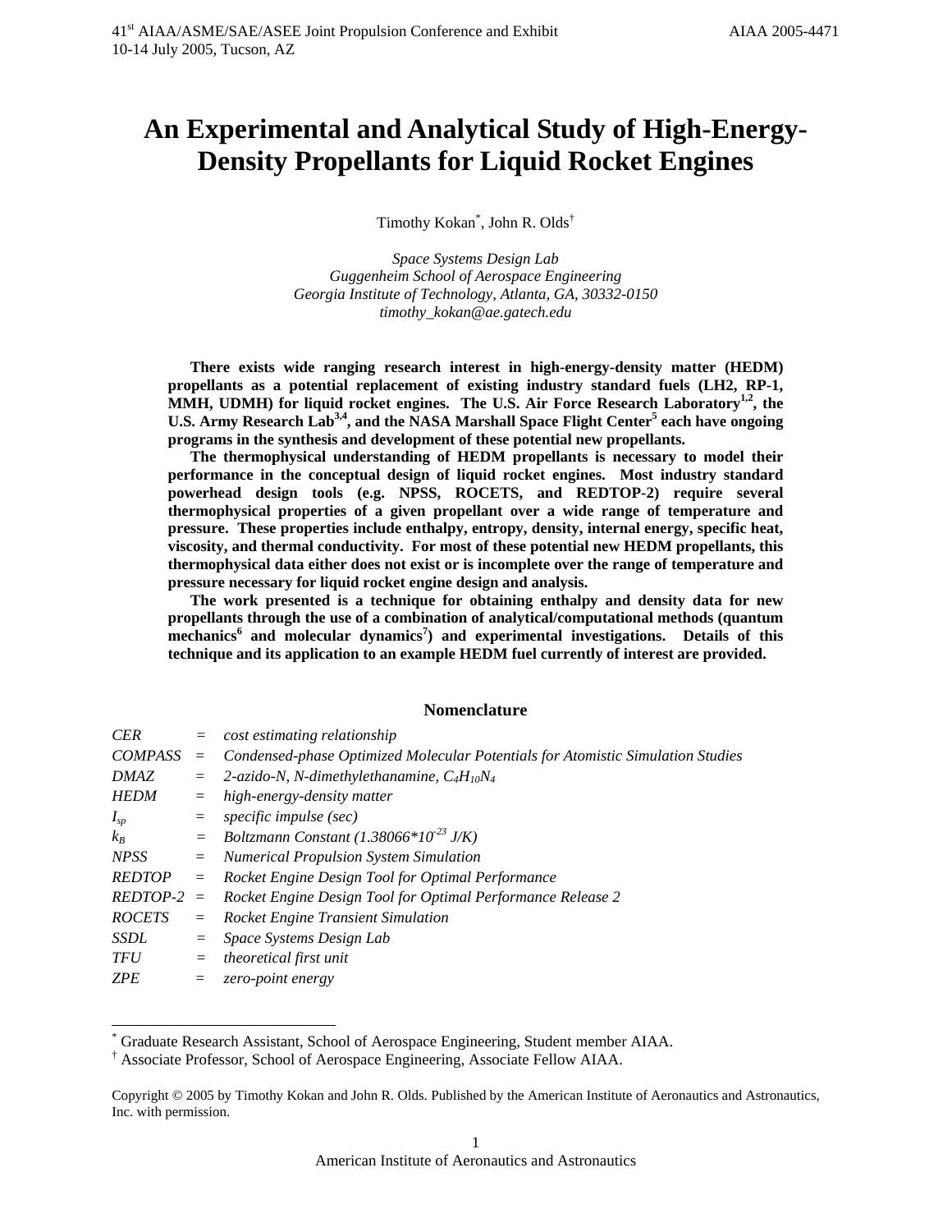# An Experimental and Analytical Study of High-Energy-Density Propellants for Liquid Rocket Engines

Timothy Kokan[*], John R. Olds[†]

*Space Systems Design Lab*
*Guggenheim School of Aerospace Engineering*
*Georgia Institute of Technology, Atlanta, GA, 30332-0150*
*timothy_kokan@ae.gatech.edu*

**There exists wide ranging research interest in high-energy-density matter (HEDM) propellants as a potential replacement of existing industry standard fuels (LH2, RP-1, MMH, UDMH) for liquid rocket engines. The U.S. Air Force Research Laboratory[1,2], the U.S. Army Research Lab[3,4], and the NASA Marshall Space Flight Center[5] each have ongoing programs in the synthesis and development of these potential new propellants.**

**The thermophysical understanding of HEDM propellants is necessary to model their performance in the conceptual design of liquid rocket engines. Most industry standard powerhead design tools (e.g. NPSS, ROCETS, and REDTOP-2) require several thermophysical properties of a given propellant over a wide range of temperature and pressure. These properties include enthalpy, entropy, density, internal energy, specific heat, viscosity, and thermal conductivity. For most of these potential new HEDM propellants, this thermophysical data either does not exist or is incomplete over the range of temperature and pressure necessary for liquid rocket engine design and analysis.**

**The work presented is a technique for obtaining enthalpy and density data for new propellants through the use of a combination of analytical/computational methods (quantum mechanics[6] and molecular dynamics[7]) and experimental investigations. Details of this technique and its application to an example HEDM fuel currently of interest are provided.**

## Nomenclature

| | | |
|---|---|---|
| *CER* | = | *cost estimating relationship* |
| *COMPASS* | = | *Condensed-phase Optimized Molecular Potentials for Atomistic Simulation Studies* |
| *DMAZ* | = | *2-azido-N, N-dimethylethanamine, $C_4H_{10}N_4$* |
| *HEDM* | = | *high-energy-density matter* |
| $I_{sp}$ | = | *specific impulse (sec)* |
| $k_B$ | = | *Boltzmann Constant ($1.38066 \times 10^{-23}$ J/K)* |
| *NPSS* | = | *Numerical Propulsion System Simulation* |
| *REDTOP* | = | *Rocket Engine Design Tool for Optimal Performance* |
| *REDTOP-2* | = | *Rocket Engine Design Tool for Optimal Performance Release 2* |
| *ROCETS* | = | *Rocket Engine Transient Simulation* |
| *SSDL* | = | *Space Systems Design Lab* |
| *TFU* | = | *theoretical first unit* |
| *ZPE* | = | *zero-point energy* |

[*] Graduate Research Assistant, School of Aerospace Engineering, Student member AIAA.

[†] Associate Professor, School of Aerospace Engineering, Associate Fellow AIAA.

Copyright © 2005 by Timothy Kokan and John R. Olds. Published by the American Institute of Aeronautics and Astronautics, Inc. with permission.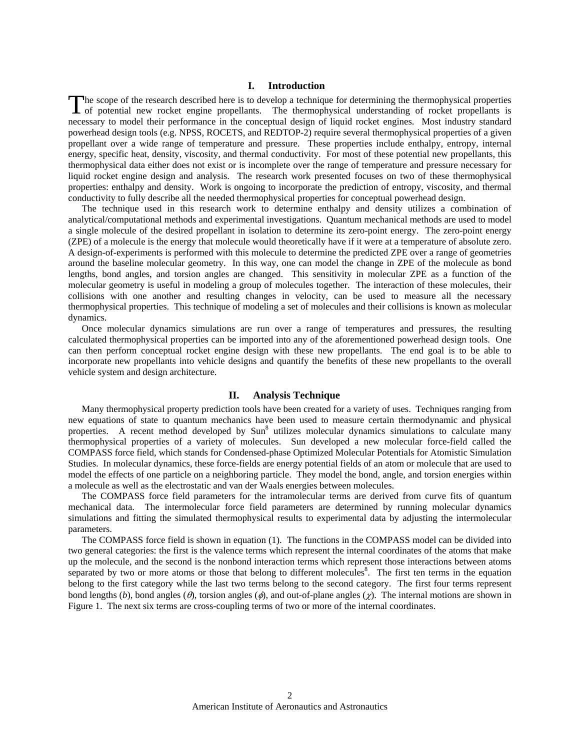## I. Introduction

The scope of the research described here is to develop a technique for determining the thermophysical properties of potential new rocket engine propellants. The thermophysical understanding of rocket propellants is necessary to model their performance in the conceptual design of liquid rocket engines. Most industry standard powerhead design tools (e.g. NPSS, ROCETS, and REDTOP-2) require several thermophysical properties of a given propellant over a wide range of temperature and pressure. These properties include enthalpy, entropy, internal energy, specific heat, density, viscosity, and thermal conductivity. For most of these potential new propellants, this thermophysical data either does not exist or is incomplete over the range of temperature and pressure necessary for liquid rocket engine design and analysis. The research work presented focuses on two of these thermophysical properties: enthalpy and density. Work is ongoing to incorporate the prediction of entropy, viscosity, and thermal conductivity to fully describe all the needed thermophysical properties for conceptual powerhead design.

The technique used in this research work to determine enthalpy and density utilizes a combination of analytical/computational methods and experimental investigations. Quantum mechanical methods are used to model a single molecule of the desired propellant in isolation to determine its zero-point energy. The zero-point energy (ZPE) of a molecule is the energy that molecule would theoretically have if it were at a temperature of absolute zero. A design-of-experiments is performed with this molecule to determine the predicted ZPE over a range of geometries around the baseline molecular geometry. In this way, one can model the change in ZPE of the molecule as bond lengths, bond angles, and torsion angles are changed. This sensitivity in molecular ZPE as a function of the molecular geometry is useful in modeling a group of molecules together. The interaction of these molecules, their collisions with one another and resulting changes in velocity, can be used to measure all the necessary thermophysical properties. This technique of modeling a set of molecules and their collisions is known as molecular dynamics.

Once molecular dynamics simulations are run over a range of temperatures and pressures, the resulting calculated thermophysical properties can be imported into any of the aforementioned powerhead design tools. One can then perform conceptual rocket engine design with these new propellants. The end goal is to be able to incorporate new propellants into vehicle designs and quantify the benefits of these new propellants to the overall vehicle system and design architecture.

## II. Analysis Technique

Many thermophysical property prediction tools have been created for a variety of uses. Techniques ranging from new equations of state to quantum mechanics have been used to measure certain thermodynamic and physical properties. A recent method developed by Sun[8] utilizes molecular dynamics simulations to calculate many thermophysical properties of a variety of molecules. Sun developed a new molecular force-field called the COMPASS force field, which stands for Condensed-phase Optimized Molecular Potentials for Atomistic Simulation Studies. In molecular dynamics, these force-fields are energy potential fields of an atom or molecule that are used to model the effects of one particle on a neighboring particle. They model the bond, angle, and torsion energies within a molecule as well as the electrostatic and van der Waals energies between molecules.

The COMPASS force field parameters for the intramolecular terms are derived from curve fits of quantum mechanical data. The intermolecular force field parameters are determined by running molecular dynamics simulations and fitting the simulated thermophysical results to experimental data by adjusting the intermolecular parameters.

The COMPASS force field is shown in equation (1). The functions in the COMPASS model can be divided into two general categories: the first is the valence terms which represent the internal coordinates of the atoms that make up the molecule, and the second is the nonbond interaction terms which represent those interactions between atoms separated by two or more atoms or those that belong to different molecules[8]. The first ten terms in the equation belong to the first category while the last two terms belong to the second category. The first four terms represent bond lengths ($b$), bond angles ($\theta$), torsion angles ($\phi$), and out-of-plane angles ($\chi$). The internal motions are shown in Figure 1. The next six terms are cross-coupling terms of two or more of the internal coordinates.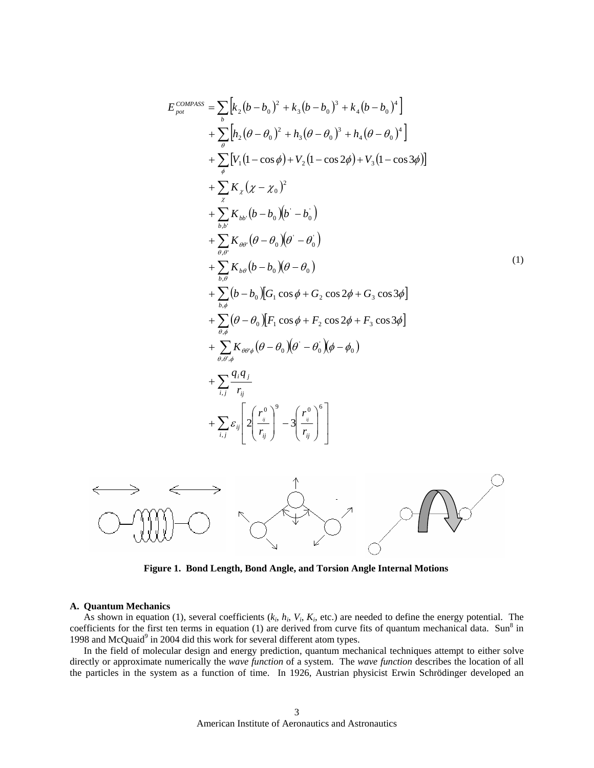$$
\begin{aligned}
E_{pot}^{COMPASS} &= \sum_{b}\left[k_2(b-b_0)^2 + k_3(b-b_0)^3 + k_4(b-b_0)^4\right] \\
&+ \sum_{\theta}\left[h_2(\theta-\theta_0)^2 + h_3(\theta-\theta_0)^3 + h_4(\theta-\theta_0)^4\right] \\
&+ \sum_{\phi}\left[V_1(1-\cos\phi) + V_2(1-\cos 2\phi) + V_3(1-\cos 3\phi)\right] \\
&+ \sum_{\chi} K_{\chi}(\chi-\chi_0)^2 \\
&+ \sum_{b,b'} K_{bb'}(b-b_0)(b'-b_0') \\
&+ \sum_{\theta,\theta'} K_{\theta\theta'}(\theta-\theta_0)(\theta'-\theta_0') \\
&+ \sum_{b,\theta} K_{b\theta}(b-b_0)(\theta-\theta_0) \\
&+ \sum_{b,\phi}(b-b_0)\left[G_1\cos\phi + G_2\cos 2\phi + G_3\cos 3\phi\right] \\
&+ \sum_{\theta,\phi}(\theta-\theta_0)\left[F_1\cos\phi + F_2\cos 2\phi + F_3\cos 3\phi\right] \\
&+ \sum_{\theta,\theta',\phi} K_{\theta\theta'\phi}(\theta-\theta_0)(\theta'-\theta_0')(\phi-\phi_0) \\
&+ \sum_{i,j}\frac{q_i q_j}{r_{ij}} \\
&+ \sum_{i,j}\varepsilon_{ij}\left[2\left(\frac{r_{ij}^0}{r_{ij}}\right)^9 - 3\left(\frac{r_{ij}^0}{r_{ij}}\right)^6\right]
\end{aligned}
\qquad (1)
$$

**Figure 1. Bond Length, Bond Angle, and Torsion Angle Internal Motions**

### A. Quantum Mechanics

As shown in equation (1), several coefficients ($k_i$, $h_i$, $V_i$, $K_i$, etc.) are needed to define the energy potential. The coefficients for the first ten terms in equation (1) are derived from curve fits of quantum mechanical data. Sun[8] in 1998 and McQuaid[9] in 2004 did this work for several different atom types.

In the field of molecular design and energy prediction, quantum mechanical techniques attempt to either solve directly or approximate numerically the *wave function* of a system. The *wave function* describes the location of all the particles in the system as a function of time. In 1926, Austrian physicist Erwin Schrödinger developed an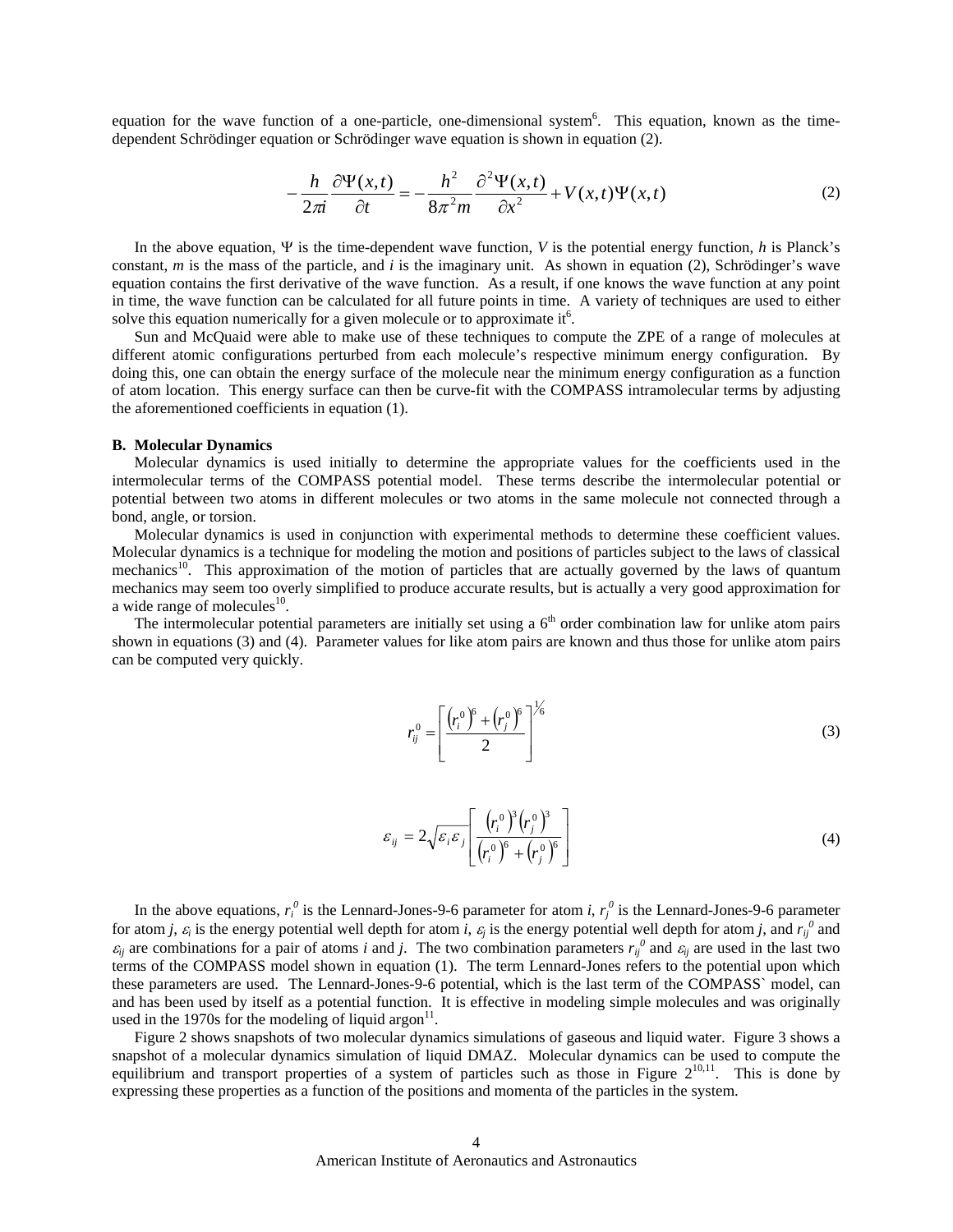equation for the wave function of a one-particle, one-dimensional system[6]. This equation, known as the time-dependent Schrödinger equation or Schrödinger wave equation is shown in equation (2).

$$-\frac{h}{2\pi i}\frac{\partial \Psi(x,t)}{\partial t} = -\frac{h^2}{8\pi^2 m}\frac{\partial^2 \Psi(x,t)}{\partial x^2} + V(x,t)\Psi(x,t) \tag{2}$$

In the above equation, $\Psi$ is the time-dependent wave function, $V$ is the potential energy function, $h$ is Planck's constant, $m$ is the mass of the particle, and $i$ is the imaginary unit. As shown in equation (2), Schrödinger's wave equation contains the first derivative of the wave function. As a result, if one knows the wave function at any point in time, the wave function can be calculated for all future points in time. A variety of techniques are used to either solve this equation numerically for a given molecule or to approximate it[6].

Sun and McQuaid were able to make use of these techniques to compute the ZPE of a range of molecules at different atomic configurations perturbed from each molecule's respective minimum energy configuration. By doing this, one can obtain the energy surface of the molecule near the minimum energy configuration as a function of atom location. This energy surface can then be curve-fit with the COMPASS intramolecular terms by adjusting the aforementioned coefficients in equation (1).

**B. Molecular Dynamics**

Molecular dynamics is used initially to determine the appropriate values for the coefficients used in the intermolecular terms of the COMPASS potential model. These terms describe the intermolecular potential or potential between two atoms in different molecules or two atoms in the same molecule not connected through a bond, angle, or torsion.

Molecular dynamics is used in conjunction with experimental methods to determine these coefficient values. Molecular dynamics is a technique for modeling the motion and positions of particles subject to the laws of classical mechanics[10]. This approximation of the motion of particles that are actually governed by the laws of quantum mechanics may seem too overly simplified to produce accurate results, but is actually a very good approximation for a wide range of molecules[10].

The intermolecular potential parameters are initially set using a 6[th] order combination law for unlike atom pairs shown in equations (3) and (4). Parameter values for like atom pairs are known and thus those for unlike atom pairs can be computed very quickly.

$$r_{ij}^0 = \left[\frac{\left(r_i^0\right)^6 + \left(r_j^0\right)^6}{2}\right]^{1/6} \tag{3}$$

$$\varepsilon_{ij} = 2\sqrt{\varepsilon_i \varepsilon_j}\left[\frac{\left(r_i^0\right)^3\left(r_j^0\right)^3}{\left(r_i^0\right)^6 + \left(r_j^0\right)^6}\right] \tag{4}$$

In the above equations, $r_i^0$ is the Lennard-Jones-9-6 parameter for atom $i$, $r_j^0$ is the Lennard-Jones-9-6 parameter for atom $j$, $\varepsilon_i$ is the energy potential well depth for atom $i$, $\varepsilon_j$ is the energy potential well depth for atom $j$, and $r_{ij}^0$ and $\varepsilon_{ij}$ are combinations for a pair of atoms $i$ and $j$. The two combination parameters $r_{ij}^0$ and $\varepsilon_{ij}$ are used in the last two terms of the COMPASS model shown in equation (1). The term Lennard-Jones refers to the potential upon which these parameters are used. The Lennard-Jones-9-6 potential, which is the last term of the COMPASS` model, can and has been used by itself as a potential function. It is effective in modeling simple molecules and was originally used in the 1970s for the modeling of liquid argon[11].

Figure 2 shows snapshots of two molecular dynamics simulations of gaseous and liquid water. Figure 3 shows a snapshot of a molecular dynamics simulation of liquid DMAZ. Molecular dynamics can be used to compute the equilibrium and transport properties of a system of particles such as those in Figure 2[10,11]. This is done by expressing these properties as a function of the positions and momenta of the particles in the system.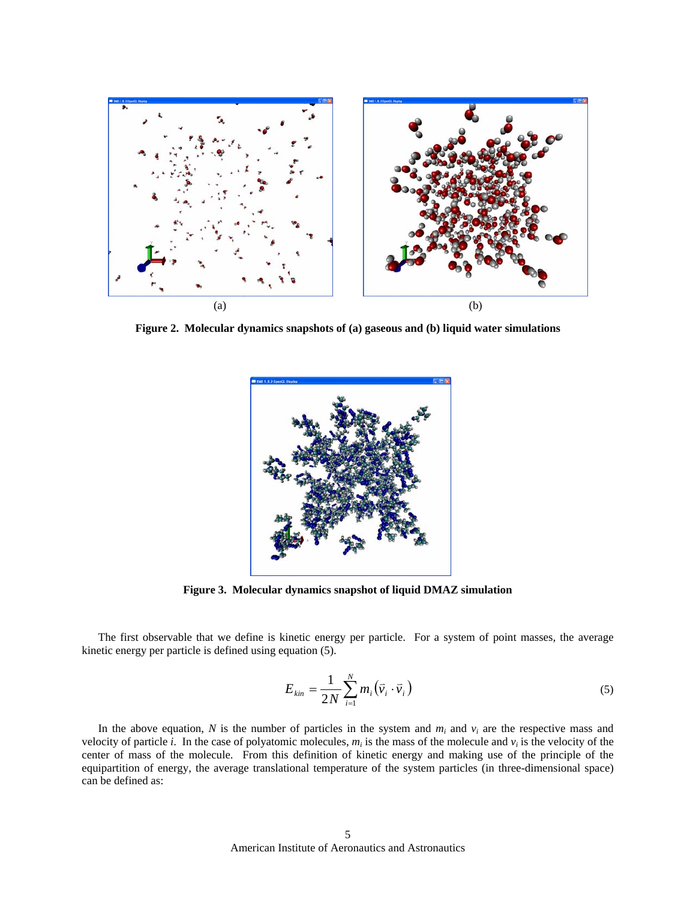**Figure 2. Molecular dynamics snapshots of (a) gaseous and (b) liquid water simulations**

**Figure 3. Molecular dynamics snapshot of liquid DMAZ simulation**

The first observable that we define is kinetic energy per particle. For a system of point masses, the average kinetic energy per particle is defined using equation (5).

$$E_{kin} = \frac{1}{2N} \sum_{i=1}^{N} m_i \left( \vec{v}_i \cdot \vec{v}_i \right) \tag{5}$$

In the above equation, $N$ is the number of particles in the system and $m_i$ and $v_i$ are the respective mass and velocity of particle $i$. In the case of polyatomic molecules, $m_i$ is the mass of the molecule and $v_i$ is the velocity of the center of mass of the molecule. From this definition of kinetic energy and making use of the principle of the equipartition of energy, the average translational temperature of the system particles (in three-dimensional space) can be defined as: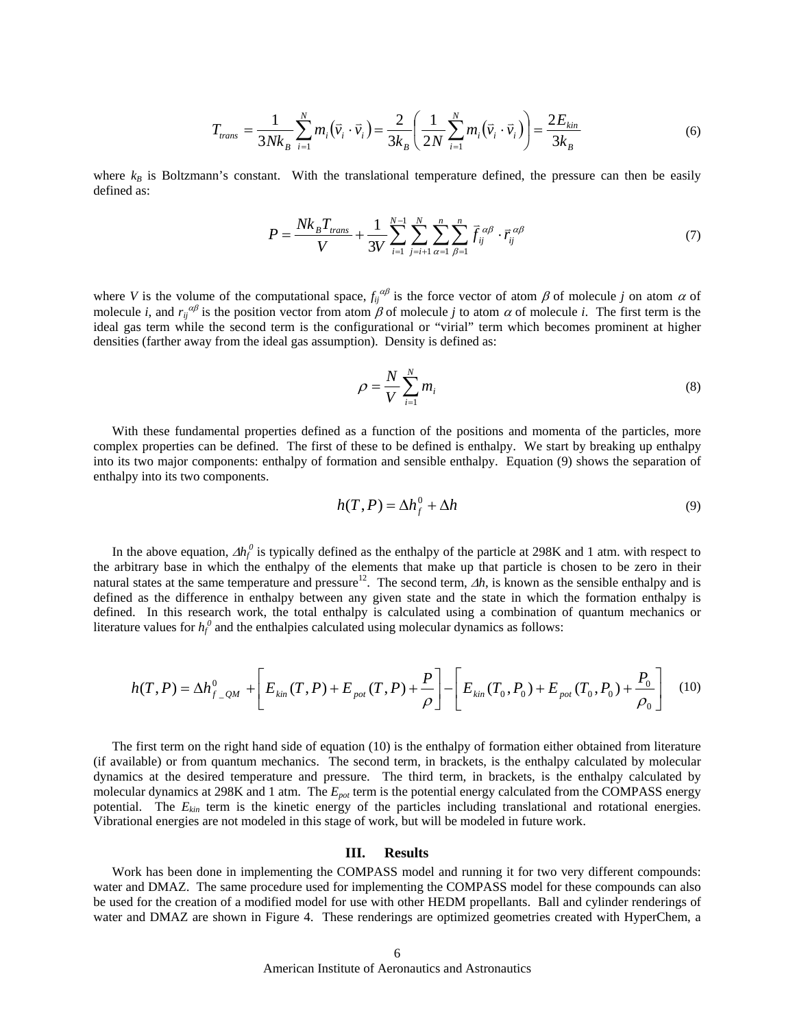$$T_{trans} = \frac{1}{3Nk_B}\sum_{i=1}^{N} m_i\left(\vec{v}_i \cdot \vec{v}_i\right) = \frac{2}{3k_B}\left(\frac{1}{2N}\sum_{i=1}^{N} m_i\left(\vec{v}_i \cdot \vec{v}_i\right)\right) = \frac{2E_{kin}}{3k_B} \tag{6}$$

where $k_B$ is Boltzmann's constant. With the translational temperature defined, the pressure can then be easily defined as:

$$P = \frac{Nk_B T_{trans}}{V} + \frac{1}{3V}\sum_{i=1}^{N-1}\sum_{j=i+1}^{N}\sum_{\alpha=1}^{n}\sum_{\beta=1}^{n} \vec{f}_{ij}^{\,\alpha\beta} \cdot \vec{r}_{ij}^{\,\alpha\beta} \tag{7}$$

where $V$ is the volume of the computational space, $f_{ij}^{\alpha\beta}$ is the force vector of atom $\beta$ of molecule $j$ on atom $\alpha$ of molecule $i$, and $r_{ij}^{\alpha\beta}$ is the position vector from atom $\beta$ of molecule $j$ to atom $\alpha$ of molecule $i$. The first term is the ideal gas term while the second term is the configurational or "virial" term which becomes prominent at higher densities (farther away from the ideal gas assumption). Density is defined as:

$$\rho = \frac{N}{V}\sum_{i=1}^{N} m_i \tag{8}$$

With these fundamental properties defined as a function of the positions and momenta of the particles, more complex properties can be defined. The first of these to be defined is enthalpy. We start by breaking up enthalpy into its two major components: enthalpy of formation and sensible enthalpy. Equation (9) shows the separation of enthalpy into its two components.

$$h(T,P) = \Delta h_f^0 + \Delta h \tag{9}$$

In the above equation, $\Delta h_f^0$ is typically defined as the enthalpy of the particle at 298K and 1 atm. with respect to the arbitrary base in which the enthalpy of the elements that make up that particle is chosen to be zero in their natural states at the same temperature and pressure[12]. The second term, $\Delta h$, is known as the sensible enthalpy and is defined as the difference in enthalpy between any given state and the state in which the formation enthalpy is defined. In this research work, the total enthalpy is calculated using a combination of quantum mechanics or literature values for $h_f^0$ and the enthalpies calculated using molecular dynamics as follows:

$$h(T,P) = \Delta h_{f\_QM}^0 + \left[E_{kin}(T,P) + E_{pot}(T,P) + \frac{P}{\rho}\right] - \left[E_{kin}(T_0,P_0) + E_{pot}(T_0,P_0) + \frac{P_0}{\rho_0}\right] \tag{10}$$

The first term on the right hand side of equation (10) is the enthalpy of formation either obtained from literature (if available) or from quantum mechanics. The second term, in brackets, is the enthalpy calculated by molecular dynamics at the desired temperature and pressure. The third term, in brackets, is the enthalpy calculated by molecular dynamics at 298K and 1 atm. The $E_{pot}$ term is the potential energy calculated from the COMPASS energy potential. The $E_{kin}$ term is the kinetic energy of the particles including translational and rotational energies. Vibrational energies are not modeled in this stage of work, but will be modeled in future work.

## III. Results

Work has been done in implementing the COMPASS model and running it for two very different compounds: water and DMAZ. The same procedure used for implementing the COMPASS model for these compounds can also be used for the creation of a modified model for use with other HEDM propellants. Ball and cylinder renderings of water and DMAZ are shown in Figure 4. These renderings are optimized geometries created with HyperChem, a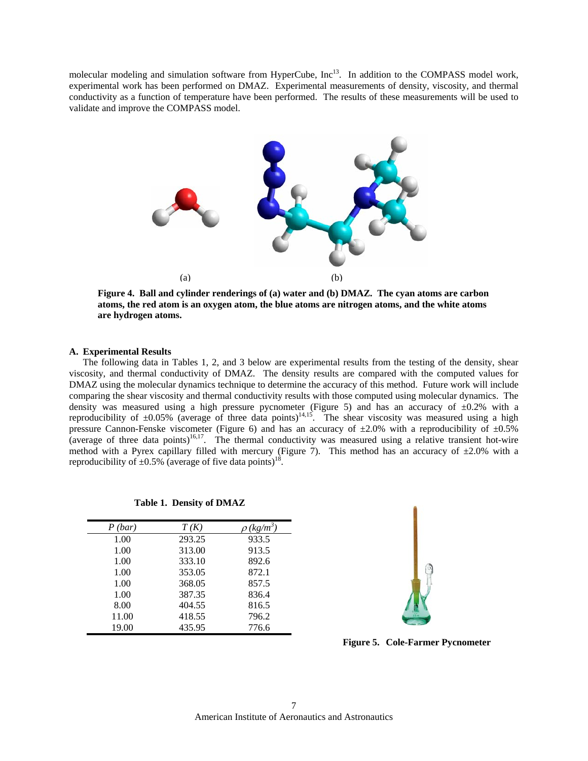molecular modeling and simulation software from HyperCube, Inc[13]. In addition to the COMPASS model work, experimental work has been performed on DMAZ. Experimental measurements of density, viscosity, and thermal conductivity as a function of temperature have been performed. The results of these measurements will be used to validate and improve the COMPASS model.

(a) (b)

**Figure 4. Ball and cylinder renderings of (a) water and (b) DMAZ. The cyan atoms are carbon atoms, the red atom is an oxygen atom, the blue atoms are nitrogen atoms, and the white atoms are hydrogen atoms.**

### A. Experimental Results

The following data in Tables 1, 2, and 3 below are experimental results from the testing of the density, shear viscosity, and thermal conductivity of DMAZ. The density results are compared with the computed values for DMAZ using the molecular dynamics technique to determine the accuracy of this method. Future work will include comparing the shear viscosity and thermal conductivity results with those computed using molecular dynamics. The density was measured using a high pressure pycnometer (Figure 5) and has an accuracy of ±0.2% with a reproducibility of ±0.05% (average of three data points)[14,15]. The shear viscosity was measured using a high pressure Cannon-Fenske viscometer (Figure 6) and has an accuracy of ±2.0% with a reproducibility of ±0.5% (average of three data points)[16,17]. The thermal conductivity was measured using a relative transient hot-wire method with a Pyrex capillary filled with mercury (Figure 7). This method has an accuracy of ±2.0% with a reproducibility of ±0.5% (average of five data points)[18].

**Table 1. Density of DMAZ**

| *P (bar)* | *T (K)* | $\rho$ *(kg/m³)* |
|---|---|---|
| 1.00 | 293.25 | 933.5 |
| 1.00 | 313.00 | 913.5 |
| 1.00 | 333.10 | 892.6 |
| 1.00 | 353.05 | 872.1 |
| 1.00 | 368.05 | 857.5 |
| 1.00 | 387.35 | 836.4 |
| 8.00 | 404.55 | 816.5 |
| 11.00 | 418.55 | 796.2 |
| 19.00 | 435.95 | 776.6 |

**Figure 5. Cole-Farmer Pycnometer**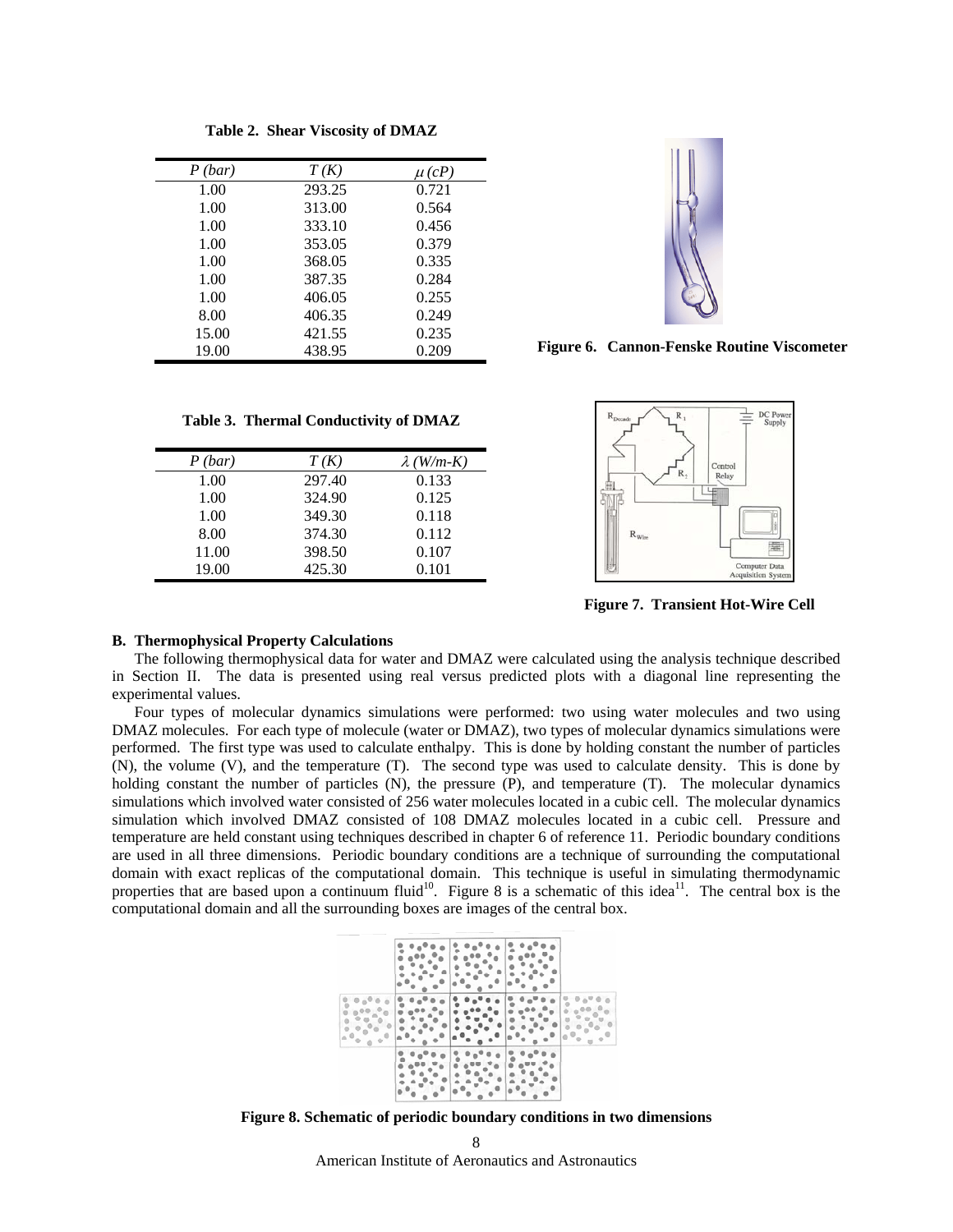**Table 2. Shear Viscosity of DMAZ**

| *P (bar)* | *T (K)* | $\mu$ *(cP)* |
|---|---|---|
| 1.00 | 293.25 | 0.721 |
| 1.00 | 313.00 | 0.564 |
| 1.00 | 333.10 | 0.456 |
| 1.00 | 353.05 | 0.379 |
| 1.00 | 368.05 | 0.335 |
| 1.00 | 387.35 | 0.284 |
| 1.00 | 406.05 | 0.255 |
| 8.00 | 406.35 | 0.249 |
| 15.00 | 421.55 | 0.235 |
| 19.00 | 438.95 | 0.209 |

**Figure 6. Cannon-Fenske Routine Viscometer**

**Table 3. Thermal Conductivity of DMAZ**

| *P (bar)* | *T (K)* | $\lambda$ *(W/m-K)* |
|---|---|---|
| 1.00 | 297.40 | 0.133 |
| 1.00 | 324.90 | 0.125 |
| 1.00 | 349.30 | 0.118 |
| 8.00 | 374.30 | 0.112 |
| 11.00 | 398.50 | 0.107 |
| 19.00 | 425.30 | 0.101 |

**Figure 7. Transient Hot-Wire Cell**

### B. Thermophysical Property Calculations

The following thermophysical data for water and DMAZ were calculated using the analysis technique described in Section II. The data is presented using real versus predicted plots with a diagonal line representing the experimental values.

Four types of molecular dynamics simulations were performed: two using water molecules and two using DMAZ molecules. For each type of molecule (water or DMAZ), two types of molecular dynamics simulations were performed. The first type was used to calculate enthalpy. This is done by holding constant the number of particles (N), the volume (V), and the temperature (T). The second type was used to calculate density. This is done by holding constant the number of particles (N), the pressure (P), and temperature (T). The molecular dynamics simulations which involved water consisted of 256 water molecules located in a cubic cell. The molecular dynamics simulation which involved DMAZ consisted of 108 DMAZ molecules located in a cubic cell. Pressure and temperature are held constant using techniques described in chapter 6 of reference 11. Periodic boundary conditions are used in all three dimensions. Periodic boundary conditions are a technique of surrounding the computational domain with exact replicas of the computational domain. This technique is useful in simulating thermodynamic properties that are based upon a continuum fluid[10]. Figure 8 is a schematic of this idea[11]. The central box is the computational domain and all the surrounding boxes are images of the central box.

**Figure 8. Schematic of periodic boundary conditions in two dimensions**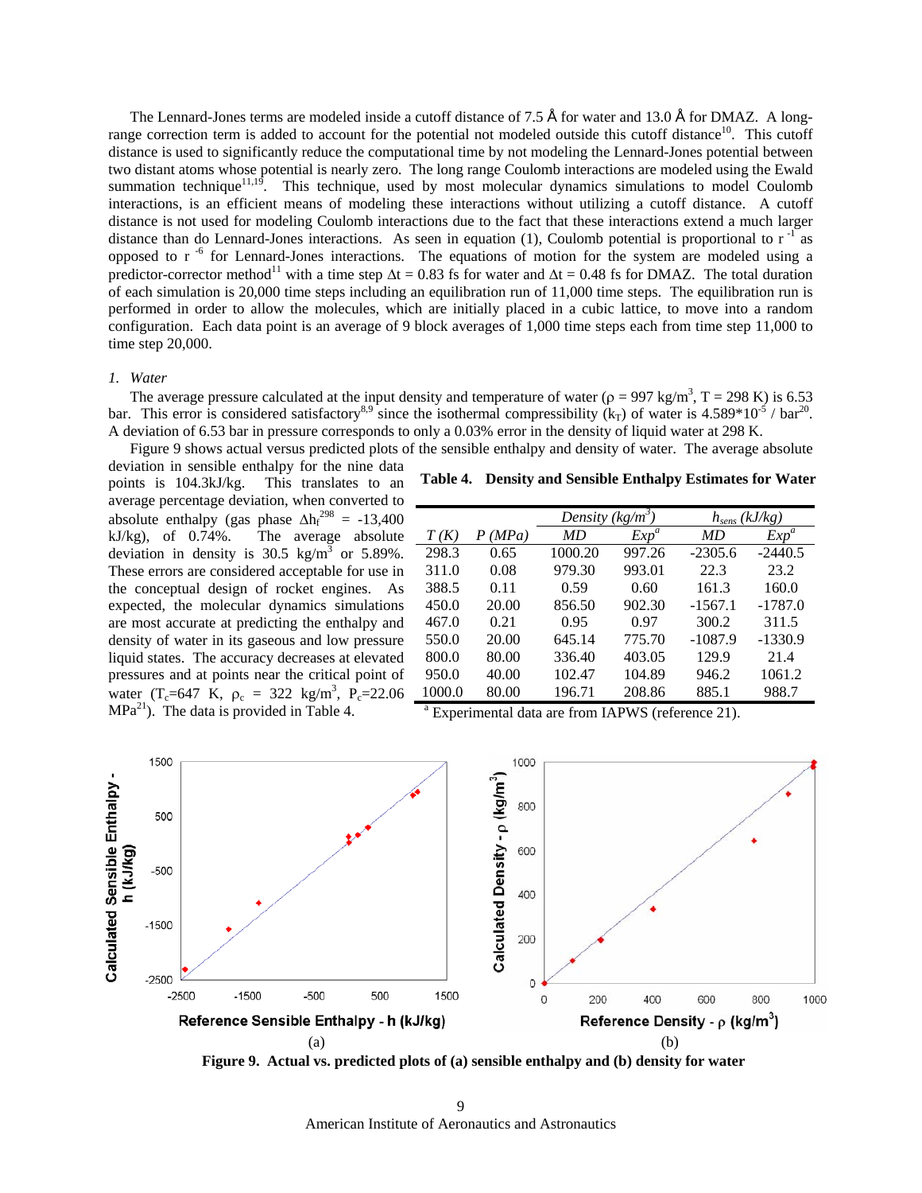The Lennard-Jones terms are modeled inside a cutoff distance of 7.5 Å for water and 13.0 Å for DMAZ. A long-range correction term is added to account for the potential not modeled outside this cutoff distance[10]. This cutoff distance is used to significantly reduce the computational time by not modeling the Lennard-Jones potential between two distant atoms whose potential is nearly zero. The long range Coulomb interactions are modeled using the Ewald summation technique[11,19]. This technique, used by most molecular dynamics simulations to model Coulomb interactions, is an efficient means of modeling these interactions without utilizing a cutoff distance. A cutoff distance is not used for modeling Coulomb interactions due to the fact that these interactions extend a much larger distance than do Lennard-Jones interactions. As seen in equation (1), Coulomb potential is proportional to $r^{-1}$ as opposed to $r^{-6}$ for Lennard-Jones interactions. The equations of motion for the system are modeled using a predictor-corrector method[11] with a time step $\Delta t = 0.83$ fs for water and $\Delta t = 0.48$ fs for DMAZ. The total duration of each simulation is 20,000 time steps including an equilibration run of 11,000 time steps. The equilibration run is performed in order to allow the molecules, which are initially placed in a cubic lattice, to move into a random configuration. Each data point is an average of 9 block averages of 1,000 time steps each from time step 11,000 to time step 20,000.

### *1. Water*

The average pressure calculated at the input density and temperature of water ($\rho = 997$ kg/m$^3$, T = 298 K) is 6.53 bar. This error is considered satisfactory[8,9] since the isothermal compressibility ($k_T$) of water is $4.589 \times 10^{-5}$ / bar[20]. A deviation of 6.53 bar in pressure corresponds to only a 0.03% error in the density of liquid water at 298 K.

Figure 9 shows actual versus predicted plots of the sensible enthalpy and density of water. The average absolute deviation in sensible enthalpy for the nine data points is 104.3kJ/kg. This translates to an average percentage deviation, when converted to absolute enthalpy (gas phase $\Delta h_f^{298} = -13{,}400$ kJ/kg), of 0.74%. The average absolute deviation in density is 30.5 kg/m$^3$ or 5.89%. These errors are considered acceptable for use in the conceptual design of rocket engines. As expected, the molecular dynamics simulations are most accurate at predicting the enthalpy and density of water in its gaseous and low pressure liquid states. The accuracy decreases at elevated pressures and at points near the critical point of water ($T_c$=647 K, $\rho_c$ = 322 kg/m$^3$, $P_c$=22.06 MPa[21]). The data is provided in Table 4.

**Table 4. Density and Sensible Enthalpy Estimates for Water**

| | | *Density (kg/m³)* | | *h<sub>sens</sub> (kJ/kg)* | |
|---|---|---|---|---|---|
| *T (K)* | *P (MPa)* | *MD* | *Exp*[a] | *MD* | *Exp*[a] |
| 298.3 | 0.65 | 1000.20 | 997.26 | -2305.6 | -2440.5 |
| 311.0 | 0.08 | 979.30 | 993.01 | 22.3 | 23.2 |
| 388.5 | 0.11 | 0.59 | 0.60 | 161.3 | 160.0 |
| 450.0 | 20.00 | 856.50 | 902.30 | -1567.1 | -1787.0 |
| 467.0 | 0.21 | 0.95 | 0.97 | 300.2 | 311.5 |
| 550.0 | 20.00 | 645.14 | 775.70 | -1087.9 | -1330.9 |
| 800.0 | 80.00 | 336.40 | 403.05 | 129.9 | 21.4 |
| 950.0 | 40.00 | 102.47 | 104.89 | 946.2 | 1061.2 |
| 1000.0 | 80.00 | 196.71 | 208.86 | 885.1 | 988.7 |

[a] Experimental data are from IAPWS (reference 21).

(a) (b)

**Figure 9. Actual vs. predicted plots of (a) sensible enthalpy and (b) density for water**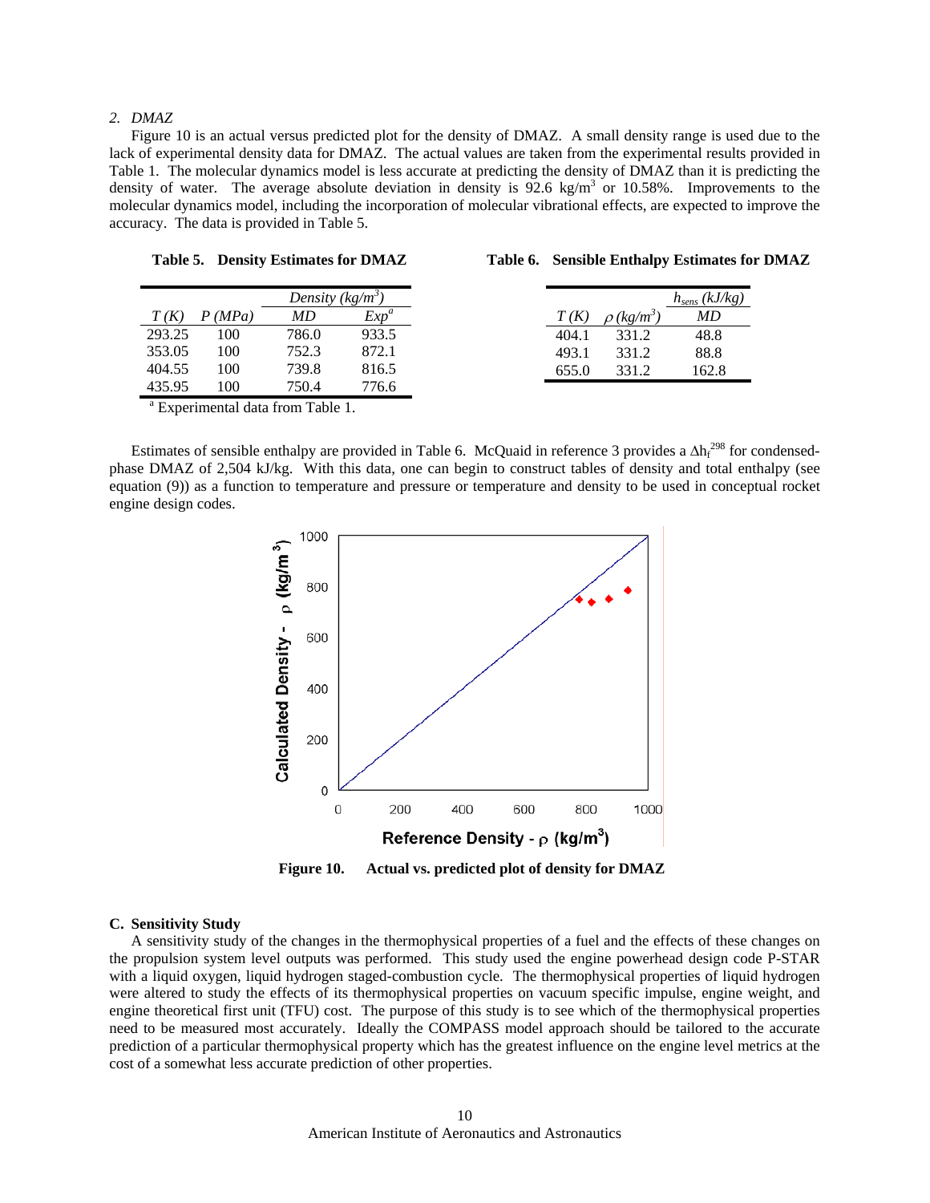*2. DMAZ*

Figure 10 is an actual versus predicted plot for the density of DMAZ. A small density range is used due to the lack of experimental density data for DMAZ. The actual values are taken from the experimental results provided in Table 1. The molecular dynamics model is less accurate at predicting the density of DMAZ than it is predicting the density of water. The average absolute deviation in density is 92.6 kg/m$^3$ or 10.58%. Improvements to the molecular dynamics model, including the incorporation of molecular vibrational effects, are expected to improve the accuracy. The data is provided in Table 5.

**Table 5. Density Estimates for DMAZ**

| | | Density (kg/m$^3$) | |
|---|---|---|---|
| *T (K)* | *P (MPa)* | *MD* | *Exp*[a] |
| 293.25 | 100 | 786.0 | 933.5 |
| 353.05 | 100 | 752.3 | 872.1 |
| 404.55 | 100 | 739.8 | 816.5 |
| 435.95 | 100 | 750.4 | 776.6 |

[a] Experimental data from Table 1.

**Table 6. Sensible Enthalpy Estimates for DMAZ**

| | | $h_{sens}$ (kJ/kg) |
|---|---|---|
| *T (K)* | $\rho$ (kg/m$^3$) | *MD* |
| 404.1 | 331.2 | 48.8 |
| 493.1 | 331.2 | 88.8 |
| 655.0 | 331.2 | 162.8 |

Estimates of sensible enthalpy are provided in Table 6. McQuaid in reference 3 provides a $\Delta h_f^{298}$ for condensed-phase DMAZ of 2,504 kJ/kg. With this data, one can begin to construct tables of density and total enthalpy (see equation (9)) as a function to temperature and pressure or temperature and density to be used in conceptual rocket engine design codes.

**Figure 10. Actual vs. predicted plot of density for DMAZ**

### C. Sensitivity Study

A sensitivity study of the changes in the thermophysical properties of a fuel and the effects of these changes on the propulsion system level outputs was performed. This study used the engine powerhead design code P-STAR with a liquid oxygen, liquid hydrogen staged-combustion cycle. The thermophysical properties of liquid hydrogen were altered to study the effects of its thermophysical properties on vacuum specific impulse, engine weight, and engine theoretical first unit (TFU) cost. The purpose of this study is to see which of the thermophysical properties need to be measured most accurately. Ideally the COMPASS model approach should be tailored to the accurate prediction of a particular thermophysical property which has the greatest influence on the engine level metrics at the cost of a somewhat less accurate prediction of other properties.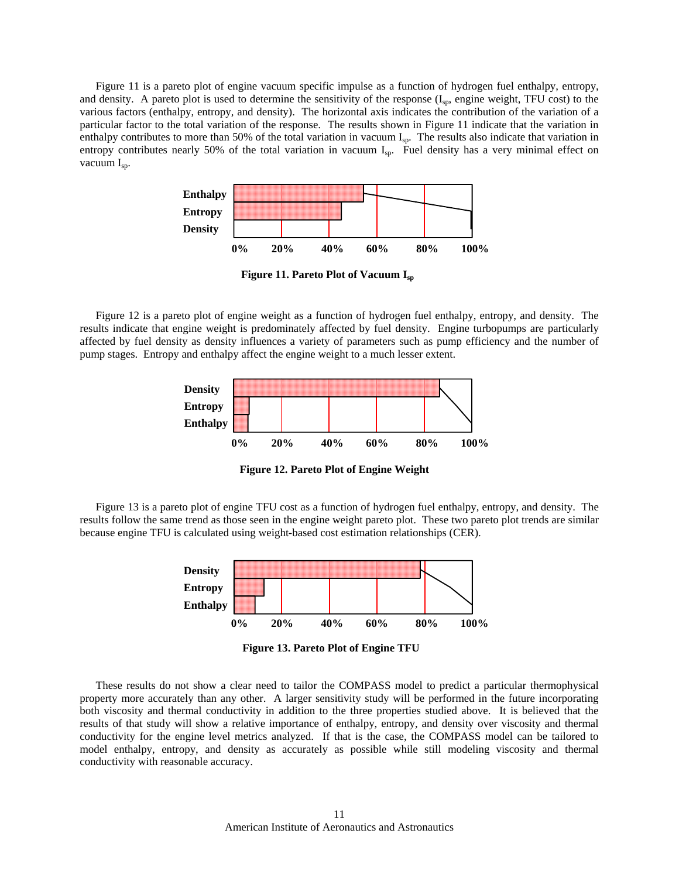Figure 11 is a pareto plot of engine vacuum specific impulse as a function of hydrogen fuel enthalpy, entropy, and density. A pareto plot is used to determine the sensitivity of the response ($I_{sp}$, engine weight, TFU cost) to the various factors (enthalpy, entropy, and density). The horizontal axis indicates the contribution of the variation of a particular factor to the total variation of the response. The results shown in Figure 11 indicate that the variation in enthalpy contributes to more than 50% of the total variation in vacuum $I_{sp}$. The results also indicate that variation in entropy contributes nearly 50% of the total variation in vacuum $I_{sp}$. Fuel density has a very minimal effect on vacuum $I_{sp}$.

**Figure 11. Pareto Plot of Vacuum $I_{sp}$**

Figure 12 is a pareto plot of engine weight as a function of hydrogen fuel enthalpy, entropy, and density. The results indicate that engine weight is predominately affected by fuel density. Engine turbopumps are particularly affected by fuel density as density influences a variety of parameters such as pump efficiency and the number of pump stages. Entropy and enthalpy affect the engine weight to a much lesser extent.

**Figure 12. Pareto Plot of Engine Weight**

Figure 13 is a pareto plot of engine TFU cost as a function of hydrogen fuel enthalpy, entropy, and density. The results follow the same trend as those seen in the engine weight pareto plot. These two pareto plot trends are similar because engine TFU is calculated using weight-based cost estimation relationships (CER).

**Figure 13. Pareto Plot of Engine TFU**

These results do not show a clear need to tailor the COMPASS model to predict a particular thermophysical property more accurately than any other. A larger sensitivity study will be performed in the future incorporating both viscosity and thermal conductivity in addition to the three properties studied above. It is believed that the results of that study will show a relative importance of enthalpy, entropy, and density over viscosity and thermal conductivity for the engine level metrics analyzed. If that is the case, the COMPASS model can be tailored to model enthalpy, entropy, and density as accurately as possible while still modeling viscosity and thermal conductivity with reasonable accuracy.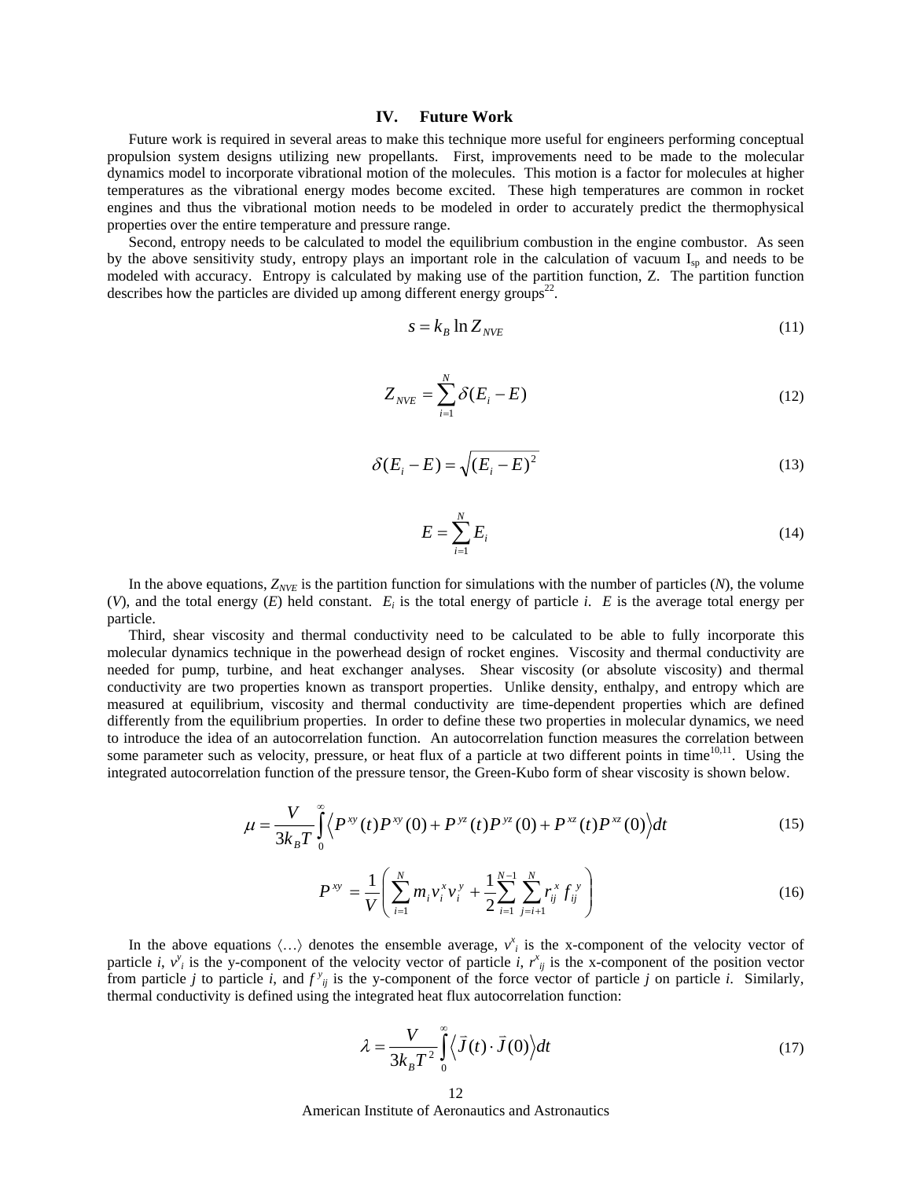## IV. Future Work

Future work is required in several areas to make this technique more useful for engineers performing conceptual propulsion system designs utilizing new propellants. First, improvements need to be made to the molecular dynamics model to incorporate vibrational motion of the molecules. This motion is a factor for molecules at higher temperatures as the vibrational energy modes become excited. These high temperatures are common in rocket engines and thus the vibrational motion needs to be modeled in order to accurately predict the thermophysical properties over the entire temperature and pressure range.

Second, entropy needs to be calculated to model the equilibrium combustion in the engine combustor. As seen by the above sensitivity study, entropy plays an important role in the calculation of vacuum $I_{sp}$ and needs to be modeled with accuracy. Entropy is calculated by making use of the partition function, Z. The partition function describes how the particles are divided up among different energy groups[22].

$$s = k_B \ln Z_{NVE} \tag{11}$$

$$Z_{NVE} = \sum_{i=1}^{N} \delta(E_i - E) \tag{12}$$

$$\delta(E_i - E) = \sqrt{(E_i - E)^2} \tag{13}$$

$$E = \sum_{i=1}^{N} E_i \tag{14}$$

In the above equations, $Z_{NVE}$ is the partition function for simulations with the number of particles ($N$), the volume ($V$), and the total energy ($E$) held constant. $E_i$ is the total energy of particle $i$. $E$ is the average total energy per particle.

Third, shear viscosity and thermal conductivity need to be calculated to be able to fully incorporate this molecular dynamics technique in the powerhead design of rocket engines. Viscosity and thermal conductivity are needed for pump, turbine, and heat exchanger analyses. Shear viscosity (or absolute viscosity) and thermal conductivity are two properties known as transport properties. Unlike density, enthalpy, and entropy which are measured at equilibrium, viscosity and thermal conductivity are time-dependent properties which are defined differently from the equilibrium properties. In order to define these two properties in molecular dynamics, we need to introduce the idea of an autocorrelation function. An autocorrelation function measures the correlation between some parameter such as velocity, pressure, or heat flux of a particle at two different points in time[10,11]. Using the integrated autocorrelation function of the pressure tensor, the Green-Kubo form of shear viscosity is shown below.

$$\mu = \frac{V}{3k_B T} \int_0^{\infty} \left\langle P^{xy}(t)P^{xy}(0) + P^{yz}(t)P^{yz}(0) + P^{xz}(t)P^{xz}(0) \right\rangle dt \tag{15}$$

$$P^{xy} = \frac{1}{V} \left( \sum_{i=1}^{N} m_i v_i^x v_i^y + \frac{1}{2} \sum_{i=1}^{N-1} \sum_{j=i+1}^{N} r_{ij}^x f_{ij}^y \right) \tag{16}$$

In the above equations $\langle \ldots \rangle$ denotes the ensemble average, $v^x_i$ is the x-component of the velocity vector of particle $i$, $v^y_i$ is the y-component of the velocity vector of particle $i$, $r^x_{ij}$ is the x-component of the position vector from particle $j$ to particle $i$, and $f^y_{ij}$ is the y-component of the force vector of particle $j$ on particle $i$. Similarly, thermal conductivity is defined using the integrated heat flux autocorrelation function:

$$\lambda = \frac{V}{3k_B T^2} \int_0^{\infty} \left\langle \vec{J}(t) \cdot \vec{J}(0) \right\rangle dt \tag{17}$$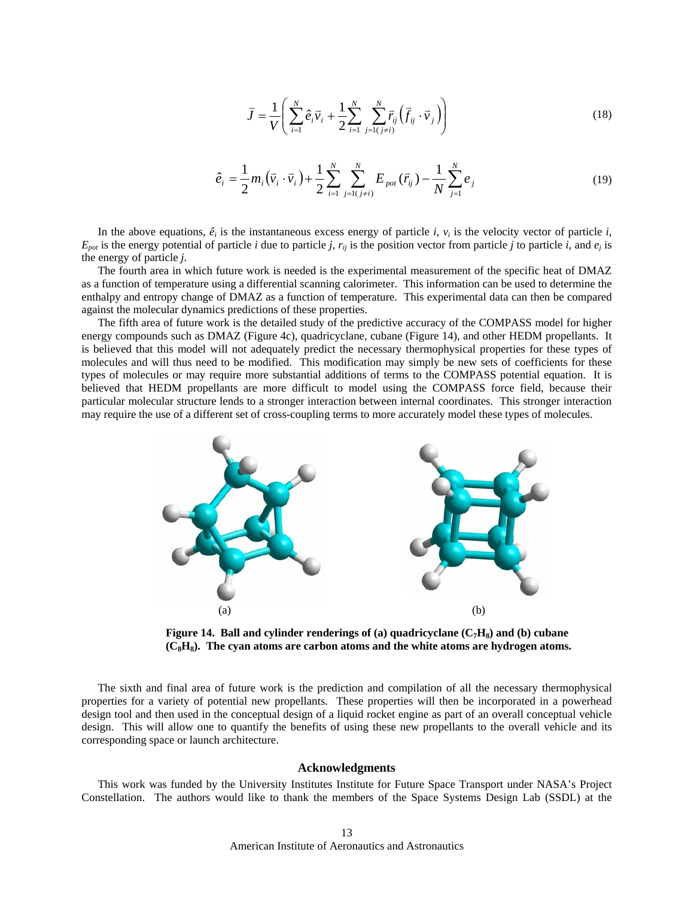$$\vec{J} = \frac{1}{V}\left( \sum_{i=1}^{N} \hat{e}_i \vec{v}_i + \frac{1}{2}\sum_{i=1}^{N} \sum_{j=1(j\neq i)}^{N} \vec{r}_{ij} \left( \vec{f}_{ij} \cdot \vec{v}_j \right) \right) \tag{18}$$

$$\hat{e}_i = \frac{1}{2} m_i \left( \vec{v}_i \cdot \vec{v}_i \right) + \frac{1}{2}\sum_{i=1}^{N} \sum_{j=1(j\neq i)}^{N} E_{pot}(\vec{r}_{ij}) - \frac{1}{N}\sum_{j=1}^{N} e_j \tag{19}$$

In the above equations, $\hat{e}_i$ is the instantaneous excess energy of particle $i$, $v_i$ is the velocity vector of particle $i$, $E_{pot}$ is the energy potential of particle $i$ due to particle $j$, $r_{ij}$ is the position vector from particle $j$ to particle $i$, and $e_j$ is the energy of particle $j$.

The fourth area in which future work is needed is the experimental measurement of the specific heat of DMAZ as a function of temperature using a differential scanning calorimeter. This information can be used to determine the enthalpy and entropy change of DMAZ as a function of temperature. This experimental data can then be compared against the molecular dynamics predictions of these properties.

The fifth area of future work is the detailed study of the predictive accuracy of the COMPASS model for higher energy compounds such as DMAZ (Figure 4c), quadricyclane, cubane (Figure 14), and other HEDM propellants. It is believed that this model will not adequately predict the necessary thermophysical properties for these types of molecules and will thus need to be modified. This modification may simply be new sets of coefficients for these types of molecules or may require more substantial additions of terms to the COMPASS potential equation. It is believed that HEDM propellants are more difficult to model using the COMPASS force field, because their particular molecular structure lends to a stronger interaction between internal coordinates. This stronger interaction may require the use of a different set of cross-coupling terms to more accurately model these types of molecules.

(a) (b)

**Figure 14. Ball and cylinder renderings of (a) quadricyclane ($C_7H_8$) and (b) cubane ($C_8H_8$). The cyan atoms are carbon atoms and the white atoms are hydrogen atoms.**

The sixth and final area of future work is the prediction and compilation of all the necessary thermophysical properties for a variety of potential new propellants. These properties will then be incorporated in a powerhead design tool and then used in the conceptual design of a liquid rocket engine as part of an overall conceptual vehicle design. This will allow one to quantify the benefits of using these new propellants to the overall vehicle and its corresponding space or launch architecture.

## Acknowledgments

This work was funded by the University Institutes Institute for Future Space Transport under NASA's Project Constellation. The authors would like to thank the members of the Space Systems Design Lab (SSDL) at the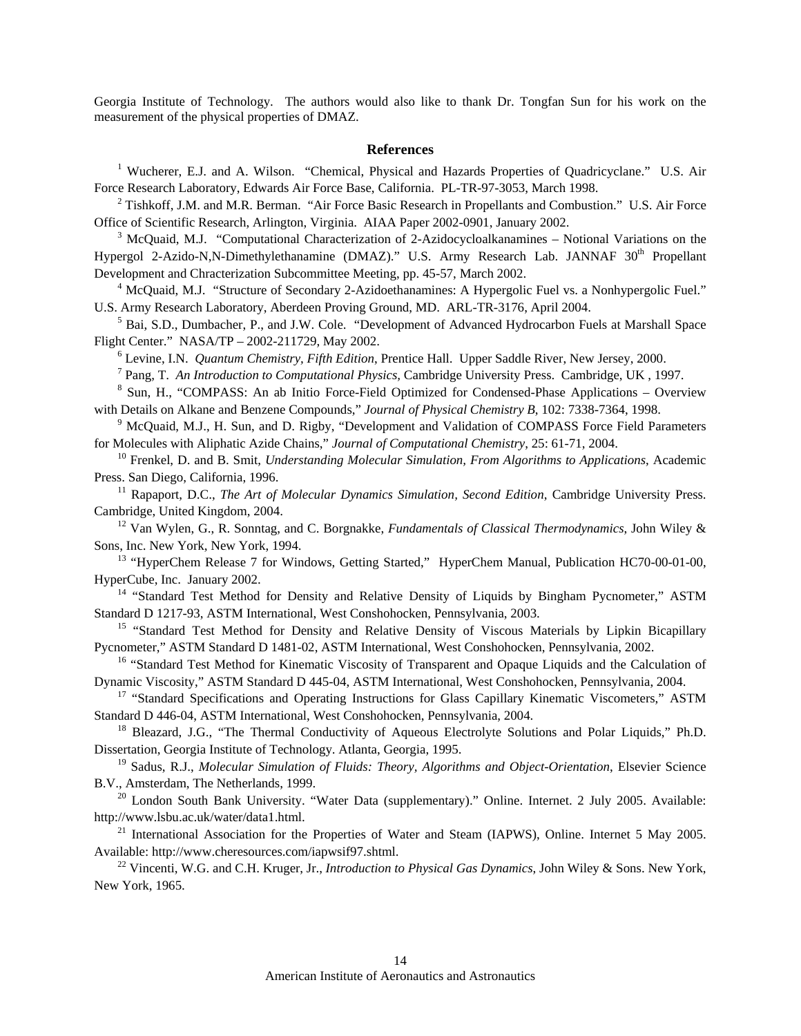Georgia Institute of Technology. The authors would also like to thank Dr. Tongfan Sun for his work on the measurement of the physical properties of DMAZ.

## References

[1] Wucherer, E.J. and A. Wilson. "Chemical, Physical and Hazards Properties of Quadricyclane." U.S. Air Force Research Laboratory, Edwards Air Force Base, California. PL-TR-97-3053, March 1998.

[2] Tishkoff, J.M. and M.R. Berman. "Air Force Basic Research in Propellants and Combustion." U.S. Air Force Office of Scientific Research, Arlington, Virginia. AIAA Paper 2002-0901, January 2002.

[3] McQuaid, M.J. "Computational Characterization of 2-Azidocycloalkanamines – Notional Variations on the Hypergol 2-Azido-N,N-Dimethylethanamine (DMAZ)." U.S. Army Research Lab. JANNAF 30th Propellant Development and Chracterization Subcommittee Meeting, pp. 45-57, March 2002.

[4] McQuaid, M.J. "Structure of Secondary 2-Azidoethanamines: A Hypergolic Fuel vs. a Nonhypergolic Fuel." U.S. Army Research Laboratory, Aberdeen Proving Ground, MD. ARL-TR-3176, April 2004.

[5] Bai, S.D., Dumbacher, P., and J.W. Cole. "Development of Advanced Hydrocarbon Fuels at Marshall Space Flight Center." NASA/TP – 2002-211729, May 2002.

[6] Levine, I.N. *Quantum Chemistry, Fifth Edition*, Prentice Hall. Upper Saddle River, New Jersey, 2000.

[7] Pang, T. *An Introduction to Computational Physics,* Cambridge University Press. Cambridge, UK , 1997.

[8] Sun, H., "COMPASS: An ab Initio Force-Field Optimized for Condensed-Phase Applications – Overview with Details on Alkane and Benzene Compounds," *Journal of Physical Chemistry B*, 102: 7338-7364, 1998.

[9] McQuaid, M.J., H. Sun, and D. Rigby, "Development and Validation of COMPASS Force Field Parameters for Molecules with Aliphatic Azide Chains," *Journal of Computational Chemistry*, 25: 61-71, 2004.

[10] Frenkel, D. and B. Smit, *Understanding Molecular Simulation, From Algorithms to Applications*, Academic Press. San Diego, California, 1996.

[11] Rapaport, D.C., *The Art of Molecular Dynamics Simulation, Second Edition*, Cambridge University Press. Cambridge, United Kingdom, 2004.

[12] Van Wylen, G., R. Sonntag, and C. Borgnakke, *Fundamentals of Classical Thermodynamics*, John Wiley & Sons, Inc. New York, New York, 1994.

[13] "HyperChem Release 7 for Windows, Getting Started," HyperChem Manual, Publication HC70-00-01-00, HyperCube, Inc. January 2002.

[14] "Standard Test Method for Density and Relative Density of Liquids by Bingham Pycnometer," ASTM Standard D 1217-93, ASTM International, West Conshohocken, Pennsylvania, 2003.

[15] "Standard Test Method for Density and Relative Density of Viscous Materials by Lipkin Bicapillary Pycnometer," ASTM Standard D 1481-02, ASTM International, West Conshohocken, Pennsylvania, 2002.

[16] "Standard Test Method for Kinematic Viscosity of Transparent and Opaque Liquids and the Calculation of Dynamic Viscosity," ASTM Standard D 445-04, ASTM International, West Conshohocken, Pennsylvania, 2004.

[17] "Standard Specifications and Operating Instructions for Glass Capillary Kinematic Viscometers," ASTM Standard D 446-04, ASTM International, West Conshohocken, Pennsylvania, 2004.

[18] Bleazard, J.G., "The Thermal Conductivity of Aqueous Electrolyte Solutions and Polar Liquids," Ph.D. Dissertation, Georgia Institute of Technology. Atlanta, Georgia, 1995.

[19] Sadus, R.J., *Molecular Simulation of Fluids: Theory, Algorithms and Object-Orientation*, Elsevier Science B.V., Amsterdam, The Netherlands, 1999.

[20] London South Bank University. "Water Data (supplementary)." Online. Internet. 2 July 2005. Available: http://www.lsbu.ac.uk/water/data1.html.

[21] International Association for the Properties of Water and Steam (IAPWS), Online. Internet 5 May 2005. Available: http://www.cheresources.com/iapwsif97.shtml.

[22] Vincenti, W.G. and C.H. Kruger, Jr., *Introduction to Physical Gas Dynamics*, John Wiley & Sons. New York, New York, 1965.